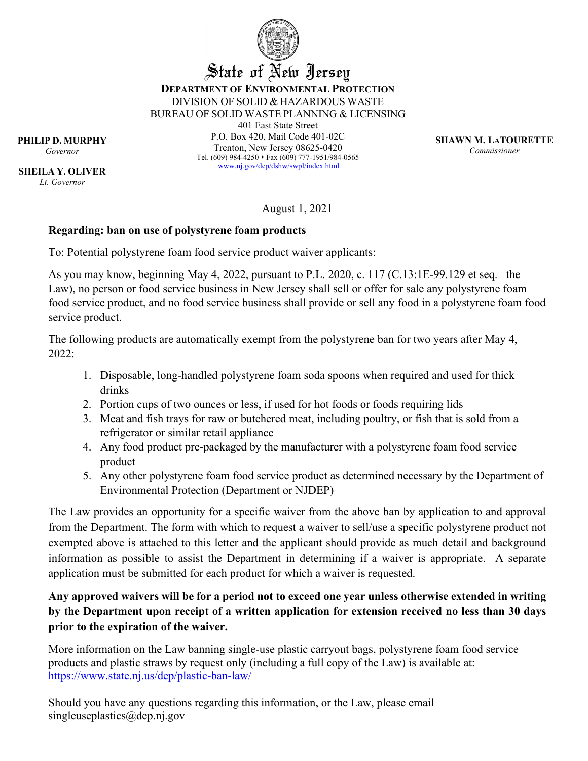# State of New Jersey

**DEPARTMENT OF ENVIRONMENTAL PROTECTION**
DIVISION OF SOLID & HAZARDOUS WASTE
BUREAU OF SOLID WASTE PLANNING & LICENSING
401 East State Street
P.O. Box 420, Mail Code 401-02C
Trenton, New Jersey 08625-0420
Tel. (609) 984-4250 • Fax (609) 777-1951/984-0565
www.nj.gov/dep/dshw/swpl/index.html

**PHILIP D. MURPHY**
*Governor*

**SHEILA Y. OLIVER**
*Lt. Governor*

**SHAWN M. LATOURETTE**
*Commissioner*

August 1, 2021

**Regarding: ban on use of polystyrene foam products**

To: Potential polystyrene foam food service product waiver applicants:

As you may know, beginning May 4, 2022, pursuant to P.L. 2020, c. 117 (C.13:1E-99.129 et seq.– the Law), no person or food service business in New Jersey shall sell or offer for sale any polystyrene foam food service product, and no food service business shall provide or sell any food in a polystyrene foam food service product.

The following products are automatically exempt from the polystyrene ban for two years after May 4, 2022:

1. Disposable, long-handled polystyrene foam soda spoons when required and used for thick drinks
2. Portion cups of two ounces or less, if used for hot foods or foods requiring lids
3. Meat and fish trays for raw or butchered meat, including poultry, or fish that is sold from a refrigerator or similar retail appliance
4. Any food product pre-packaged by the manufacturer with a polystyrene foam food service product
5. Any other polystyrene foam food service product as determined necessary by the Department of Environmental Protection (Department or NJDEP)

The Law provides an opportunity for a specific waiver from the above ban by application to and approval from the Department. The form with which to request a waiver to sell/use a specific polystyrene product not exempted above is attached to this letter and the applicant should provide as much detail and background information as possible to assist the Department in determining if a waiver is appropriate. A separate application must be submitted for each product for which a waiver is requested.

**Any approved waivers will be for a period not to exceed one year unless otherwise extended in writing by the Department upon receipt of a written application for extension received no less than 30 days prior to the expiration of the waiver.**

More information on the Law banning single-use plastic carryout bags, polystyrene foam food service products and plastic straws by request only (including a full copy of the Law) is available at: https://www.state.nj.us/dep/plastic-ban-law/

Should you have any questions regarding this information, or the Law, please email singleuseplastics@dep.nj.gov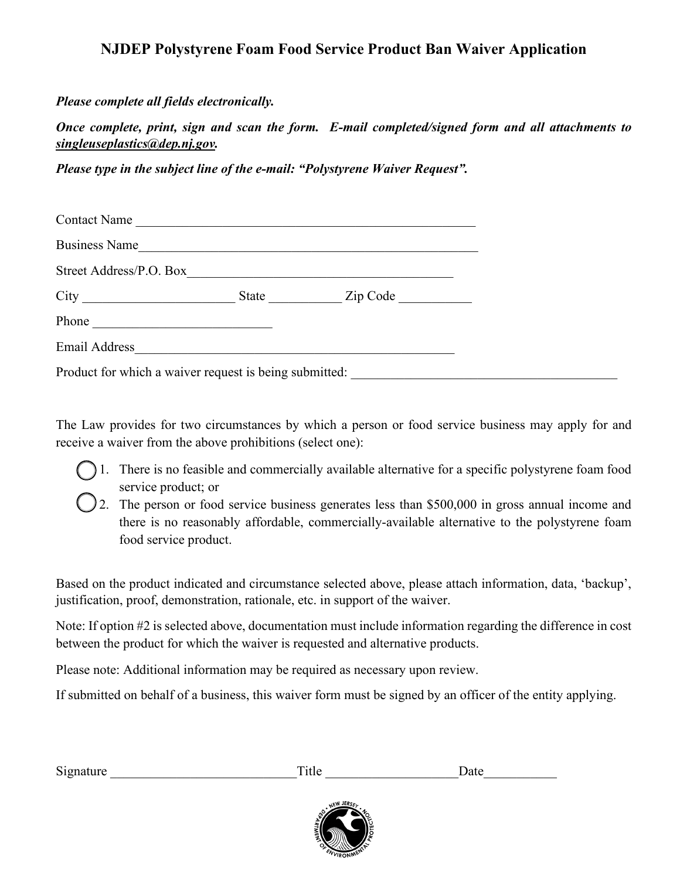# NJDEP Polystyrene Foam Food Service Product Ban Waiver Application

***Please complete all fields electronically.***

***Once complete, print, sign and scan the form. E-mail completed/signed form and all attachments to singleuseplastics@dep.nj.gov.***

***Please type in the subject line of the e-mail: "Polystyrene Waiver Request".***

Contact Name ______________________________________________________

Business Name______________________________________________________

Street Address/P.O. Box________________________________________

City ______________________ State __________ Zip Code __________

Phone __________________________

Email Address______________________________________________

Product for which a waiver request is being submitted: ______________________________________

The Law provides for two circumstances by which a person or food service business may apply for and receive a waiver from the above prohibitions (select one):

◯ 1. There is no feasible and commercially available alternative for a specific polystyrene foam food service product; or

◯ 2. The person or food service business generates less than $500,000 in gross annual income and there is no reasonably affordable, commercially-available alternative to the polystyrene foam food service product.

Based on the product indicated and circumstance selected above, please attach information, data, 'backup', justification, proof, demonstration, rationale, etc. in support of the waiver.

Note: If option #2 is selected above, documentation must include information regarding the difference in cost between the product for which the waiver is requested and alternative products.

Please note: Additional information may be required as necessary upon review.

If submitted on behalf of a business, this waiver form must be signed by an officer of the entity applying.

Signature ___________________________Title ___________________Date__________